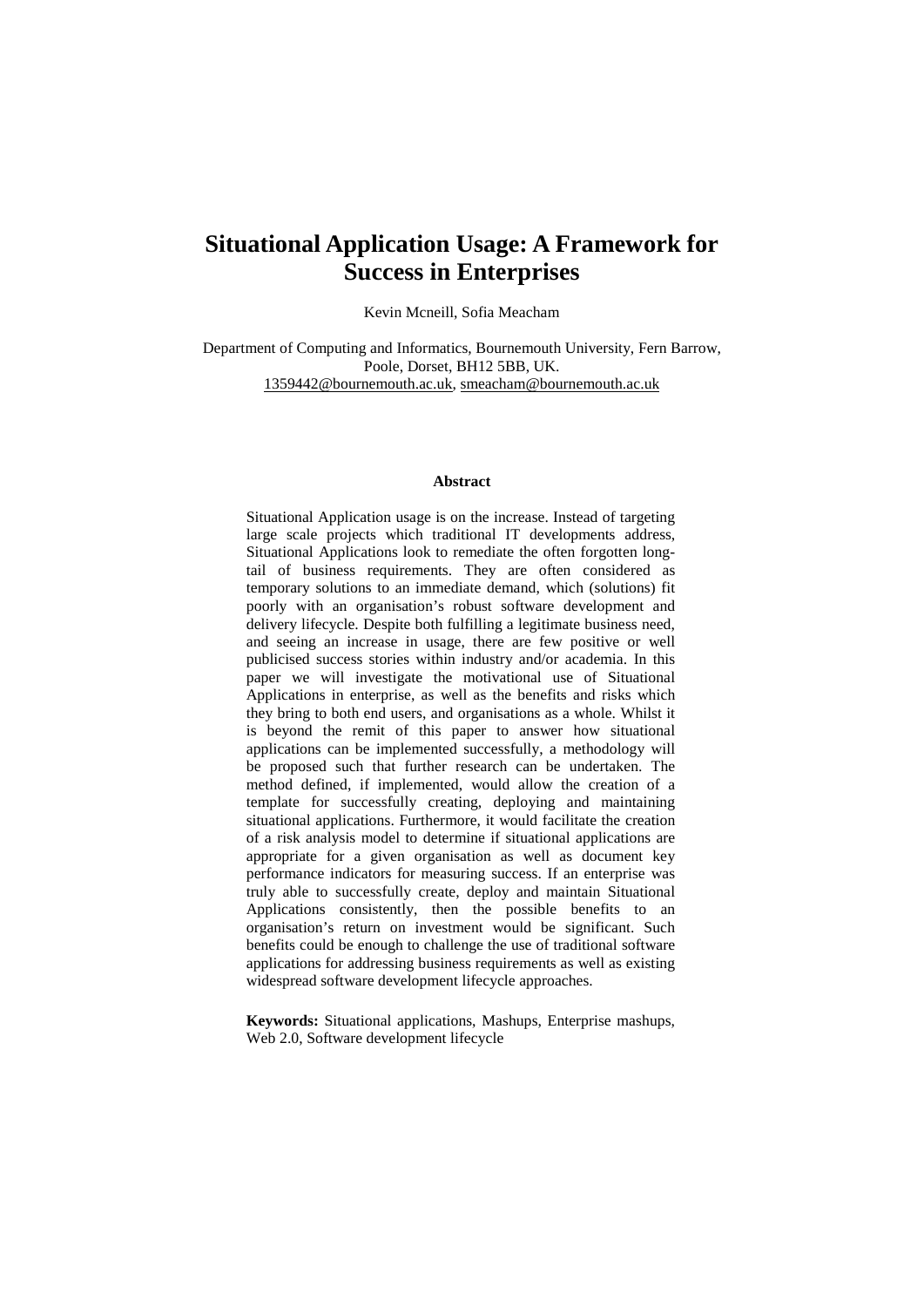# Situational Application Usage: A Framework for Success in Enterprises

Kevin Mcneill, Sofia Meacham

Department of Computing and Informatics, Bournemouth University, Fern Barrow, Poole, Dorset, BH12 5BB, UK.
1359442@bournemouth.ac.uk, smeacham@bournemouth.ac.uk

## Abstract

Situational Application usage is on the increase. Instead of targeting large scale projects which traditional IT developments address, Situational Applications look to remediate the often forgotten long-tail of business requirements. They are often considered as temporary solutions to an immediate demand, which (solutions) fit poorly with an organisation's robust software development and delivery lifecycle. Despite both fulfilling a legitimate business need, and seeing an increase in usage, there are few positive or well publicised success stories within industry and/or academia. In this paper we will investigate the motivational use of Situational Applications in enterprise, as well as the benefits and risks which they bring to both end users, and organisations as a whole. Whilst it is beyond the remit of this paper to answer how situational applications can be implemented successfully, a methodology will be proposed such that further research can be undertaken. The method defined, if implemented, would allow the creation of a template for successfully creating, deploying and maintaining situational applications. Furthermore, it would facilitate the creation of a risk analysis model to determine if situational applications are appropriate for a given organisation as well as document key performance indicators for measuring success. If an enterprise was truly able to successfully create, deploy and maintain Situational Applications consistently, then the possible benefits to an organisation's return on investment would be significant. Such benefits could be enough to challenge the use of traditional software applications for addressing business requirements as well as existing widespread software development lifecycle approaches.

**Keywords:** Situational applications, Mashups, Enterprise mashups, Web 2.0, Software development lifecycle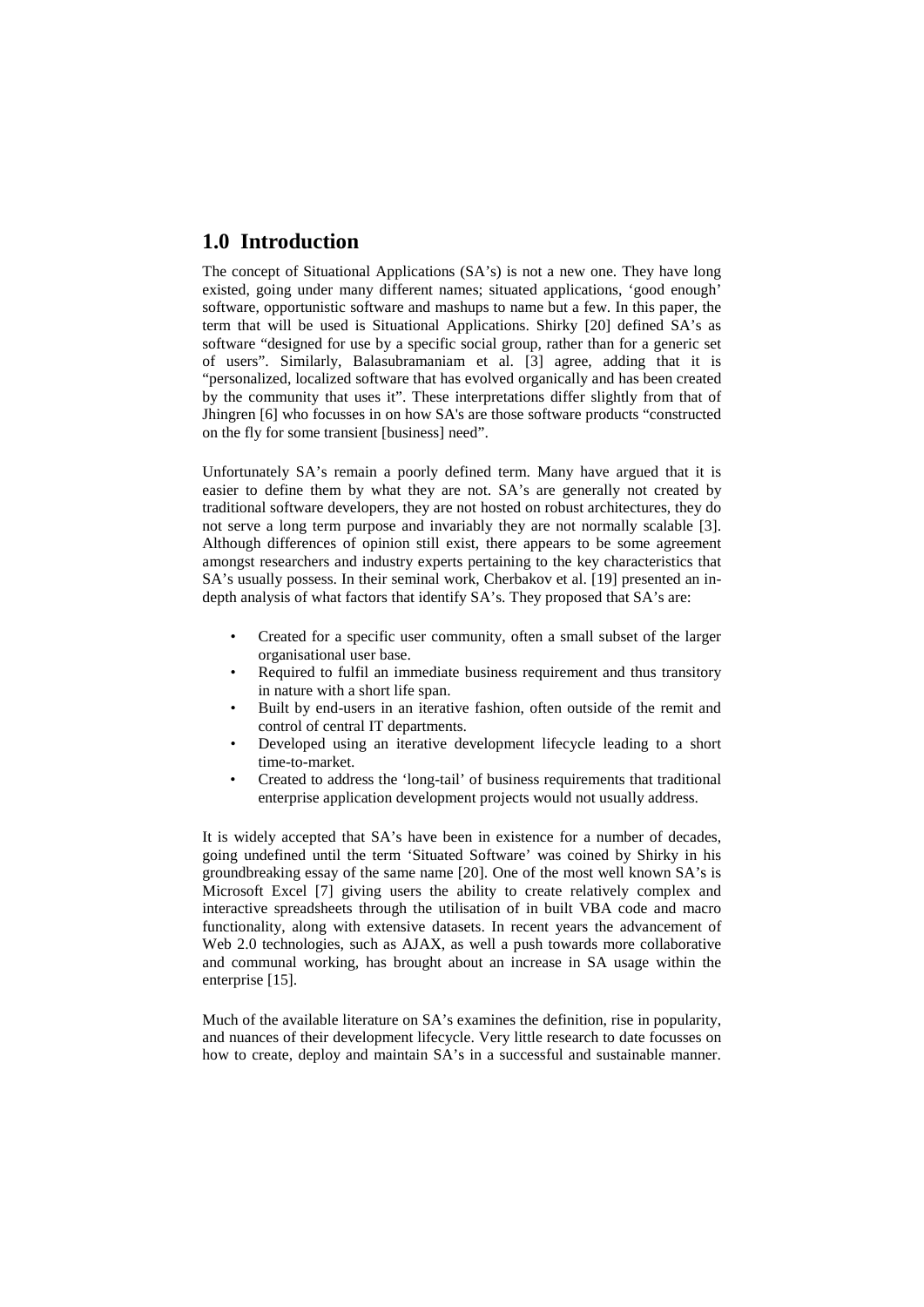## 1.0 Introduction

The concept of Situational Applications (SA's) is not a new one. They have long existed, going under many different names; situated applications, 'good enough' software, opportunistic software and mashups to name but a few. In this paper, the term that will be used is Situational Applications. Shirky [20] defined SA's as software "designed for use by a specific social group, rather than for a generic set of users". Similarly, Balasubramaniam et al. [3] agree, adding that it is "personalized, localized software that has evolved organically and has been created by the community that uses it". These interpretations differ slightly from that of Jhingren [6] who focusses in on how SA's are those software products "constructed on the fly for some transient [business] need".

Unfortunately SA's remain a poorly defined term. Many have argued that it is easier to define them by what they are not. SA's are generally not created by traditional software developers, they are not hosted on robust architectures, they do not serve a long term purpose and invariably they are not normally scalable [3]. Although differences of opinion still exist, there appears to be some agreement amongst researchers and industry experts pertaining to the key characteristics that SA's usually possess. In their seminal work, Cherbakov et al. [19] presented an in-depth analysis of what factors that identify SA's. They proposed that SA's are:

- Created for a specific user community, often a small subset of the larger organisational user base.
- Required to fulfil an immediate business requirement and thus transitory in nature with a short life span.
- Built by end-users in an iterative fashion, often outside of the remit and control of central IT departments.
- Developed using an iterative development lifecycle leading to a short time-to-market.
- Created to address the 'long-tail' of business requirements that traditional enterprise application development projects would not usually address.

It is widely accepted that SA's have been in existence for a number of decades, going undefined until the term 'Situated Software' was coined by Shirky in his groundbreaking essay of the same name [20]. One of the most well known SA's is Microsoft Excel [7] giving users the ability to create relatively complex and interactive spreadsheets through the utilisation of in built VBA code and macro functionality, along with extensive datasets. In recent years the advancement of Web 2.0 technologies, such as AJAX, as well a push towards more collaborative and communal working, has brought about an increase in SA usage within the enterprise [15].

Much of the available literature on SA's examines the definition, rise in popularity, and nuances of their development lifecycle. Very little research to date focusses on how to create, deploy and maintain SA's in a successful and sustainable manner.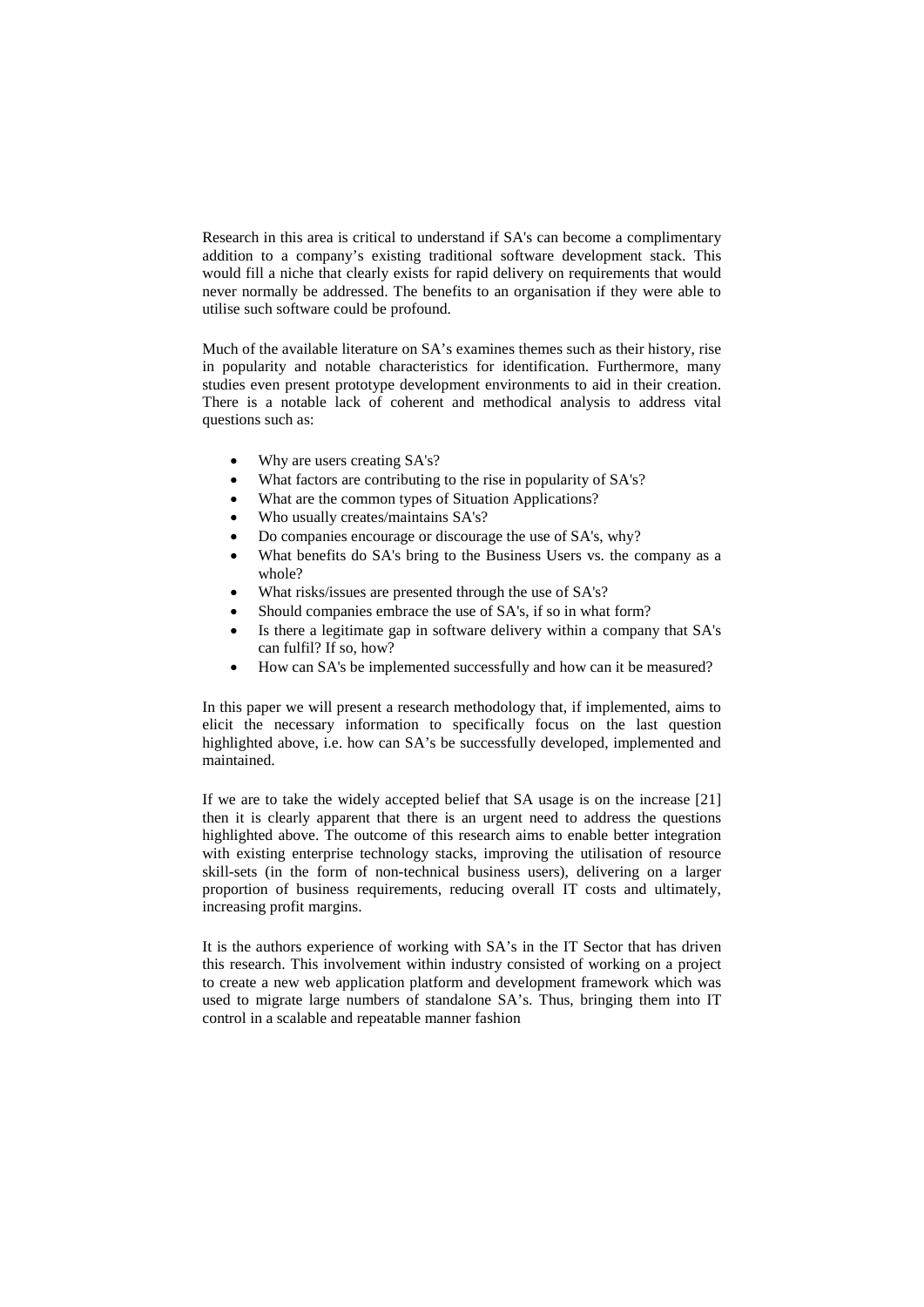Research in this area is critical to understand if SA's can become a complimentary addition to a company's existing traditional software development stack. This would fill a niche that clearly exists for rapid delivery on requirements that would never normally be addressed. The benefits to an organisation if they were able to utilise such software could be profound.

Much of the available literature on SA's examines themes such as their history, rise in popularity and notable characteristics for identification. Furthermore, many studies even present prototype development environments to aid in their creation. There is a notable lack of coherent and methodical analysis to address vital questions such as:

- Why are users creating SA's?
- What factors are contributing to the rise in popularity of SA's?
- What are the common types of Situation Applications?
- Who usually creates/maintains SA's?
- Do companies encourage or discourage the use of SA's, why?
- What benefits do SA's bring to the Business Users vs. the company as a whole?
- What risks/issues are presented through the use of SA's?
- Should companies embrace the use of SA's, if so in what form?
- Is there a legitimate gap in software delivery within a company that SA's can fulfil? If so, how?
- How can SA's be implemented successfully and how can it be measured?

In this paper we will present a research methodology that, if implemented, aims to elicit the necessary information to specifically focus on the last question highlighted above, i.e. how can SA's be successfully developed, implemented and maintained.

If we are to take the widely accepted belief that SA usage is on the increase [21] then it is clearly apparent that there is an urgent need to address the questions highlighted above. The outcome of this research aims to enable better integration with existing enterprise technology stacks, improving the utilisation of resource skill-sets (in the form of non-technical business users), delivering on a larger proportion of business requirements, reducing overall IT costs and ultimately, increasing profit margins.

It is the authors experience of working with SA's in the IT Sector that has driven this research. This involvement within industry consisted of working on a project to create a new web application platform and development framework which was used to migrate large numbers of standalone SA's. Thus, bringing them into IT control in a scalable and repeatable manner fashion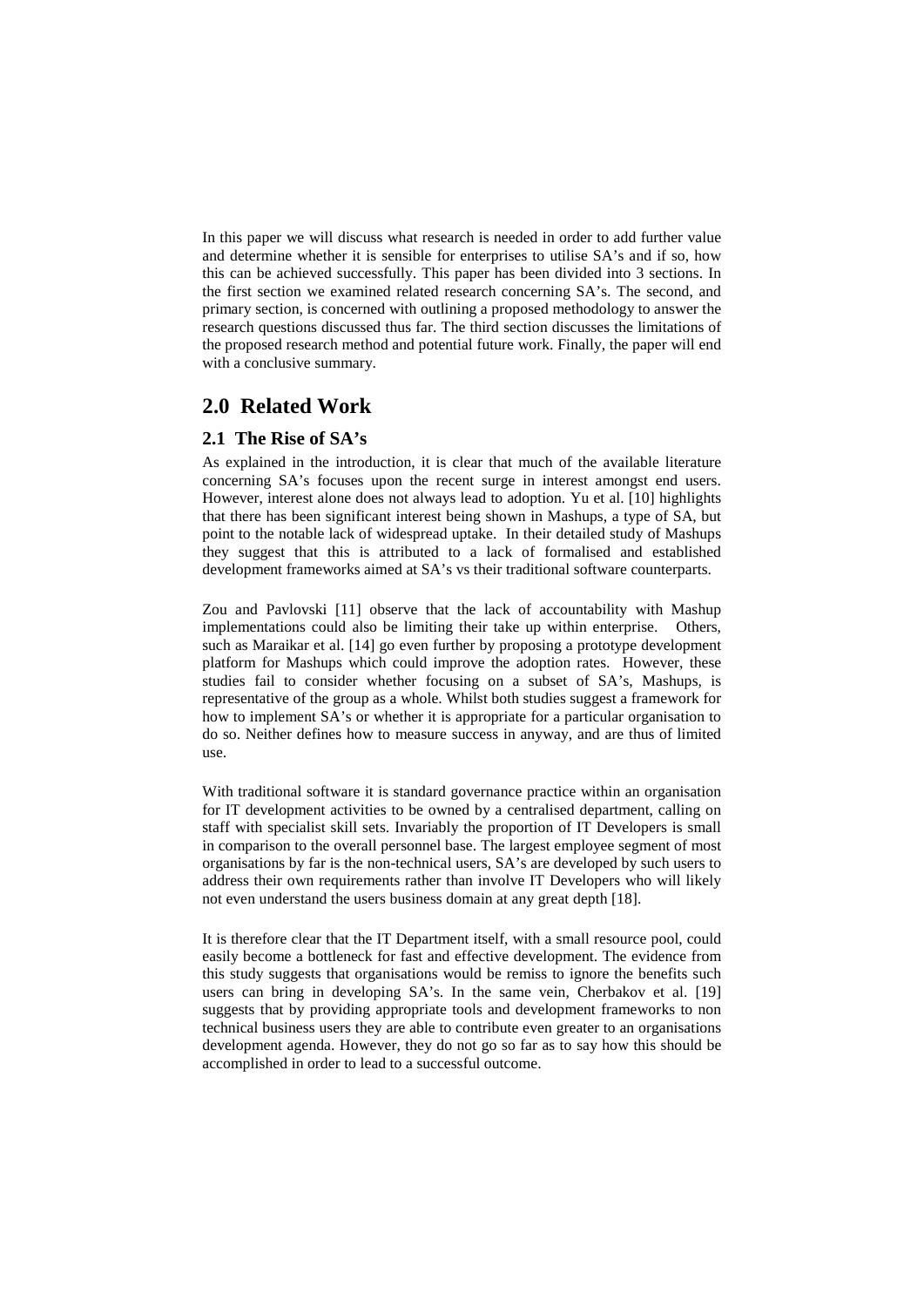In this paper we will discuss what research is needed in order to add further value and determine whether it is sensible for enterprises to utilise SA's and if so, how this can be achieved successfully. This paper has been divided into 3 sections. In the first section we examined related research concerning SA's. The second, and primary section, is concerned with outlining a proposed methodology to answer the research questions discussed thus far. The third section discusses the limitations of the proposed research method and potential future work. Finally, the paper will end with a conclusive summary.

## 2.0 Related Work

### 2.1 The Rise of SA's

As explained in the introduction, it is clear that much of the available literature concerning SA's focuses upon the recent surge in interest amongst end users. However, interest alone does not always lead to adoption. Yu et al. [10] highlights that there has been significant interest being shown in Mashups, a type of SA, but point to the notable lack of widespread uptake. In their detailed study of Mashups they suggest that this is attributed to a lack of formalised and established development frameworks aimed at SA's vs their traditional software counterparts.

Zou and Pavlovski [11] observe that the lack of accountability with Mashup implementations could also be limiting their take up within enterprise. Others, such as Maraikar et al. [14] go even further by proposing a prototype development platform for Mashups which could improve the adoption rates. However, these studies fail to consider whether focusing on a subset of SA's, Mashups, is representative of the group as a whole. Whilst both studies suggest a framework for how to implement SA's or whether it is appropriate for a particular organisation to do so. Neither defines how to measure success in anyway, and are thus of limited use.

With traditional software it is standard governance practice within an organisation for IT development activities to be owned by a centralised department, calling on staff with specialist skill sets. Invariably the proportion of IT Developers is small in comparison to the overall personnel base. The largest employee segment of most organisations by far is the non-technical users, SA's are developed by such users to address their own requirements rather than involve IT Developers who will likely not even understand the users business domain at any great depth [18].

It is therefore clear that the IT Department itself, with a small resource pool, could easily become a bottleneck for fast and effective development. The evidence from this study suggests that organisations would be remiss to ignore the benefits such users can bring in developing SA's. In the same vein, Cherbakov et al. [19] suggests that by providing appropriate tools and development frameworks to non technical business users they are able to contribute even greater to an organisations development agenda. However, they do not go so far as to say how this should be accomplished in order to lead to a successful outcome.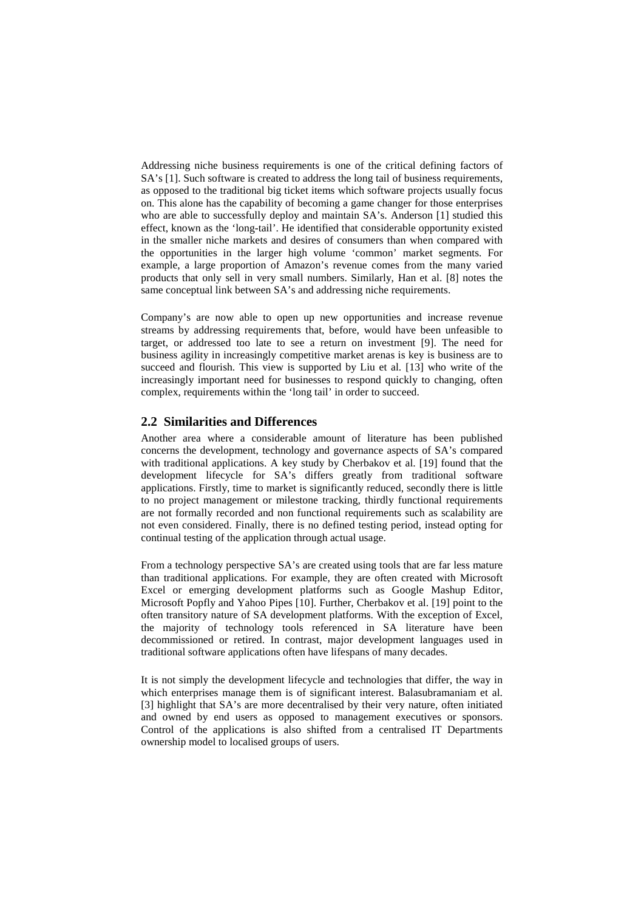Addressing niche business requirements is one of the critical defining factors of SA's [1]. Such software is created to address the long tail of business requirements, as opposed to the traditional big ticket items which software projects usually focus on. This alone has the capability of becoming a game changer for those enterprises who are able to successfully deploy and maintain SA's. Anderson [1] studied this effect, known as the 'long-tail'. He identified that considerable opportunity existed in the smaller niche markets and desires of consumers than when compared with the opportunities in the larger high volume 'common' market segments. For example, a large proportion of Amazon's revenue comes from the many varied products that only sell in very small numbers. Similarly, Han et al. [8] notes the same conceptual link between SA's and addressing niche requirements.

Company's are now able to open up new opportunities and increase revenue streams by addressing requirements that, before, would have been unfeasible to target, or addressed too late to see a return on investment [9]. The need for business agility in increasingly competitive market arenas is key is business are to succeed and flourish. This view is supported by Liu et al. [13] who write of the increasingly important need for businesses to respond quickly to changing, often complex, requirements within the 'long tail' in order to succeed.

## 2.2 Similarities and Differences

Another area where a considerable amount of literature has been published concerns the development, technology and governance aspects of SA's compared with traditional applications. A key study by Cherbakov et al. [19] found that the development lifecycle for SA's differs greatly from traditional software applications. Firstly, time to market is significantly reduced, secondly there is little to no project management or milestone tracking, thirdly functional requirements are not formally recorded and non functional requirements such as scalability are not even considered. Finally, there is no defined testing period, instead opting for continual testing of the application through actual usage.

From a technology perspective SA's are created using tools that are far less mature than traditional applications. For example, they are often created with Microsoft Excel or emerging development platforms such as Google Mashup Editor, Microsoft Popfly and Yahoo Pipes [10]. Further, Cherbakov et al. [19] point to the often transitory nature of SA development platforms. With the exception of Excel, the majority of technology tools referenced in SA literature have been decommissioned or retired. In contrast, major development languages used in traditional software applications often have lifespans of many decades.

It is not simply the development lifecycle and technologies that differ, the way in which enterprises manage them is of significant interest. Balasubramaniam et al. [3] highlight that SA's are more decentralised by their very nature, often initiated and owned by end users as opposed to management executives or sponsors. Control of the applications is also shifted from a centralised IT Departments ownership model to localised groups of users.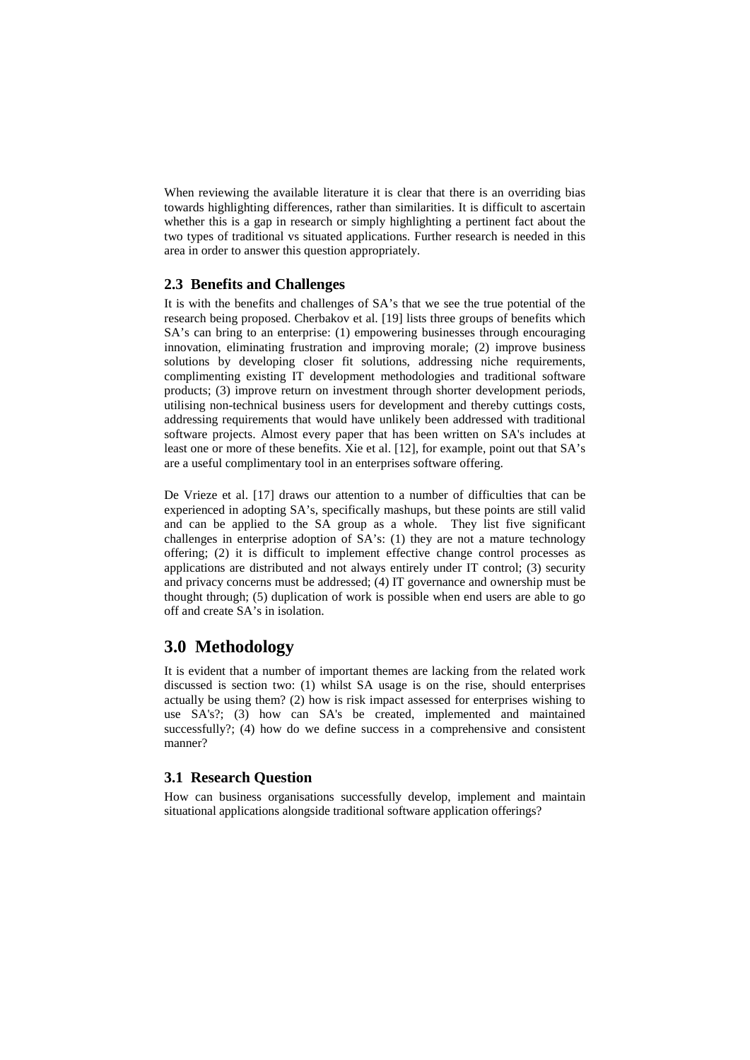When reviewing the available literature it is clear that there is an overriding bias towards highlighting differences, rather than similarities. It is difficult to ascertain whether this is a gap in research or simply highlighting a pertinent fact about the two types of traditional vs situated applications. Further research is needed in this area in order to answer this question appropriately.

### 2.3 Benefits and Challenges

It is with the benefits and challenges of SA's that we see the true potential of the research being proposed. Cherbakov et al. [19] lists three groups of benefits which SA's can bring to an enterprise: (1) empowering businesses through encouraging innovation, eliminating frustration and improving morale; (2) improve business solutions by developing closer fit solutions, addressing niche requirements, complimenting existing IT development methodologies and traditional software products; (3) improve return on investment through shorter development periods, utilising non-technical business users for development and thereby cuttings costs, addressing requirements that would have unlikely been addressed with traditional software projects. Almost every paper that has been written on SA's includes at least one or more of these benefits. Xie et al. [12], for example, point out that SA's are a useful complimentary tool in an enterprises software offering.

De Vrieze et al. [17] draws our attention to a number of difficulties that can be experienced in adopting SA's, specifically mashups, but these points are still valid and can be applied to the SA group as a whole. They list five significant challenges in enterprise adoption of SA's: (1) they are not a mature technology offering; (2) it is difficult to implement effective change control processes as applications are distributed and not always entirely under IT control; (3) security and privacy concerns must be addressed; (4) IT governance and ownership must be thought through; (5) duplication of work is possible when end users are able to go off and create SA's in isolation.

## 3.0 Methodology

It is evident that a number of important themes are lacking from the related work discussed is section two: (1) whilst SA usage is on the rise, should enterprises actually be using them? (2) how is risk impact assessed for enterprises wishing to use SA's?; (3) how can SA's be created, implemented and maintained successfully?; (4) how do we define success in a comprehensive and consistent manner?

### 3.1 Research Question

How can business organisations successfully develop, implement and maintain situational applications alongside traditional software application offerings?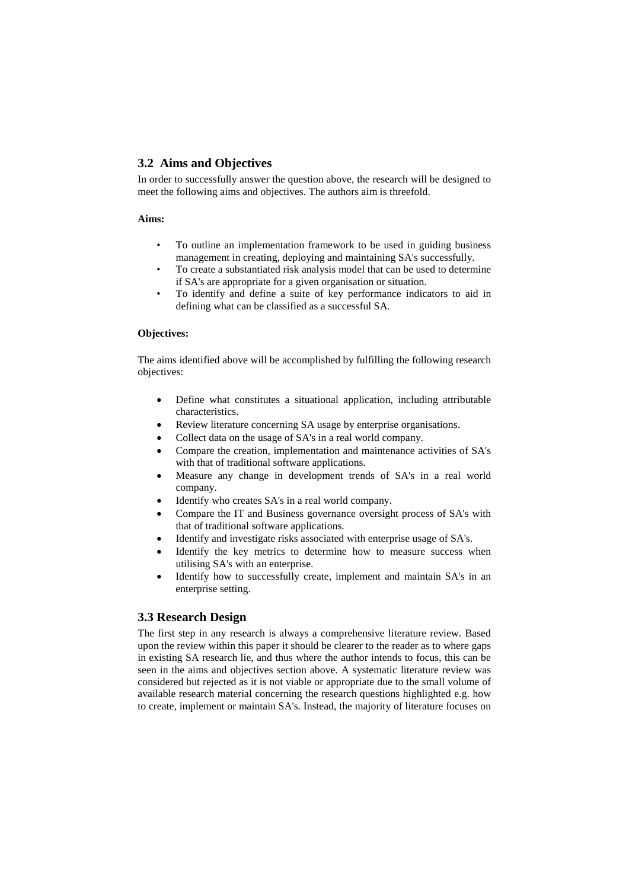## 3.2 Aims and Objectives

In order to successfully answer the question above, the research will be designed to meet the following aims and objectives. The authors aim is threefold.

**Aims:**

- To outline an implementation framework to be used in guiding business management in creating, deploying and maintaining SA's successfully.
- To create a substantiated risk analysis model that can be used to determine if SA's are appropriate for a given organisation or situation.
- To identify and define a suite of key performance indicators to aid in defining what can be classified as a successful SA.

**Objectives:**

The aims identified above will be accomplished by fulfilling the following research objectives:

- Define what constitutes a situational application, including attributable characteristics.
- Review literature concerning SA usage by enterprise organisations.
- Collect data on the usage of SA's in a real world company.
- Compare the creation, implementation and maintenance activities of SA's with that of traditional software applications.
- Measure any change in development trends of SA's in a real world company.
- Identify who creates SA's in a real world company.
- Compare the IT and Business governance oversight process of SA's with that of traditional software applications.
- Identify and investigate risks associated with enterprise usage of SA's.
- Identify the key metrics to determine how to measure success when utilising SA's with an enterprise.
- Identify how to successfully create, implement and maintain SA's in an enterprise setting.

## 3.3 Research Design

The first step in any research is always a comprehensive literature review. Based upon the review within this paper it should be clearer to the reader as to where gaps in existing SA research lie, and thus where the author intends to focus, this can be seen in the aims and objectives section above. A systematic literature review was considered but rejected as it is not viable or appropriate due to the small volume of available research material concerning the research questions highlighted e.g. how to create, implement or maintain SA's. Instead, the majority of literature focuses on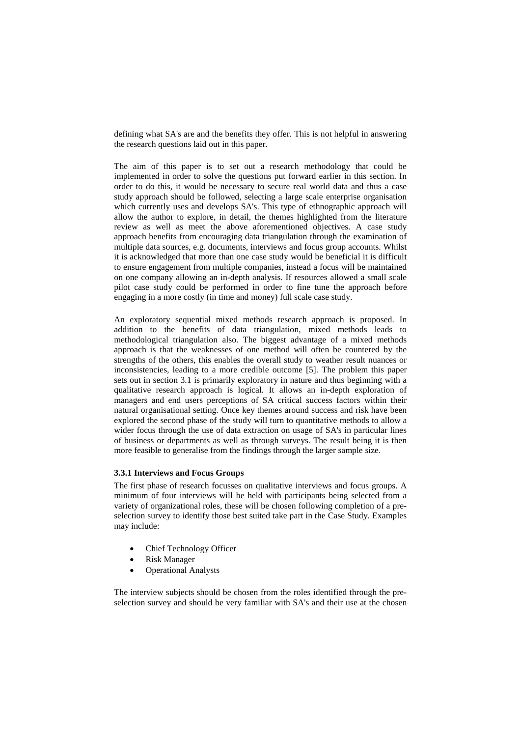defining what SA's are and the benefits they offer. This is not helpful in answering the research questions laid out in this paper.

The aim of this paper is to set out a research methodology that could be implemented in order to solve the questions put forward earlier in this section. In order to do this, it would be necessary to secure real world data and thus a case study approach should be followed, selecting a large scale enterprise organisation which currently uses and develops SA's. This type of ethnographic approach will allow the author to explore, in detail, the themes highlighted from the literature review as well as meet the above aforementioned objectives. A case study approach benefits from encouraging data triangulation through the examination of multiple data sources, e.g. documents, interviews and focus group accounts. Whilst it is acknowledged that more than one case study would be beneficial it is difficult to ensure engagement from multiple companies, instead a focus will be maintained on one company allowing an in-depth analysis. If resources allowed a small scale pilot case study could be performed in order to fine tune the approach before engaging in a more costly (in time and money) full scale case study.

An exploratory sequential mixed methods research approach is proposed. In addition to the benefits of data triangulation, mixed methods leads to methodological triangulation also. The biggest advantage of a mixed methods approach is that the weaknesses of one method will often be countered by the strengths of the others, this enables the overall study to weather result nuances or inconsistencies, leading to a more credible outcome [5]. The problem this paper sets out in section 3.1 is primarily exploratory in nature and thus beginning with a qualitative research approach is logical. It allows an in-depth exploration of managers and end users perceptions of SA critical success factors within their natural organisational setting. Once key themes around success and risk have been explored the second phase of the study will turn to quantitative methods to allow a wider focus through the use of data extraction on usage of SA's in particular lines of business or departments as well as through surveys. The result being it is then more feasible to generalise from the findings through the larger sample size.

### 3.3.1 Interviews and Focus Groups

The first phase of research focusses on qualitative interviews and focus groups. A minimum of four interviews will be held with participants being selected from a variety of organizational roles, these will be chosen following completion of a pre-selection survey to identify those best suited take part in the Case Study. Examples may include:

- Chief Technology Officer
- Risk Manager
- Operational Analysts

The interview subjects should be chosen from the roles identified through the pre-selection survey and should be very familiar with SA's and their use at the chosen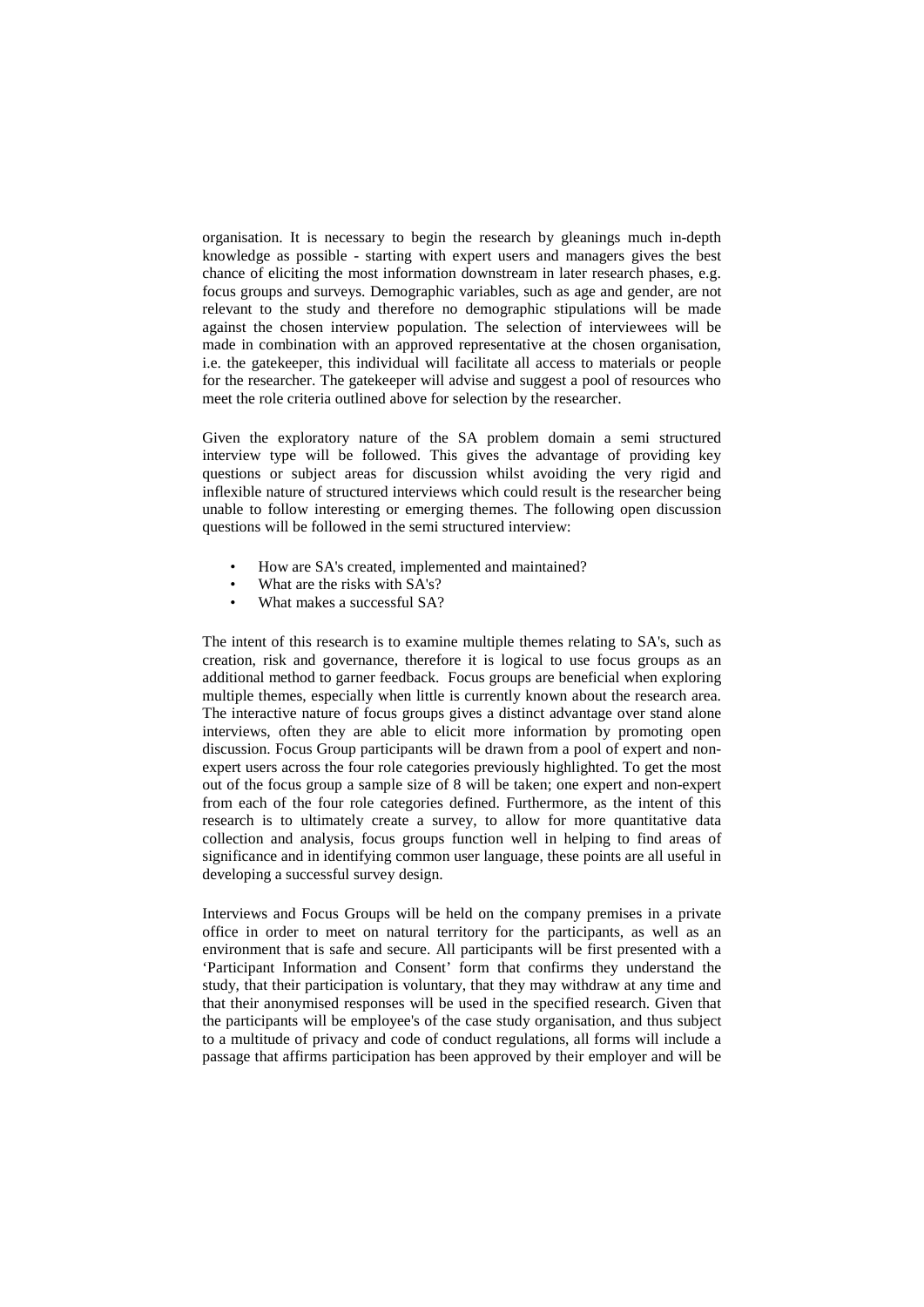organisation. It is necessary to begin the research by gleanings much in-depth knowledge as possible - starting with expert users and managers gives the best chance of eliciting the most information downstream in later research phases, e.g. focus groups and surveys. Demographic variables, such as age and gender, are not relevant to the study and therefore no demographic stipulations will be made against the chosen interview population. The selection of interviewees will be made in combination with an approved representative at the chosen organisation, i.e. the gatekeeper, this individual will facilitate all access to materials or people for the researcher. The gatekeeper will advise and suggest a pool of resources who meet the role criteria outlined above for selection by the researcher.

Given the exploratory nature of the SA problem domain a semi structured interview type will be followed. This gives the advantage of providing key questions or subject areas for discussion whilst avoiding the very rigid and inflexible nature of structured interviews which could result is the researcher being unable to follow interesting or emerging themes. The following open discussion questions will be followed in the semi structured interview:

- How are SA's created, implemented and maintained?
- What are the risks with SA's?
- What makes a successful SA?

The intent of this research is to examine multiple themes relating to SA's, such as creation, risk and governance, therefore it is logical to use focus groups as an additional method to garner feedback. Focus groups are beneficial when exploring multiple themes, especially when little is currently known about the research area. The interactive nature of focus groups gives a distinct advantage over stand alone interviews, often they are able to elicit more information by promoting open discussion. Focus Group participants will be drawn from a pool of expert and non-expert users across the four role categories previously highlighted. To get the most out of the focus group a sample size of 8 will be taken; one expert and non-expert from each of the four role categories defined. Furthermore, as the intent of this research is to ultimately create a survey, to allow for more quantitative data collection and analysis, focus groups function well in helping to find areas of significance and in identifying common user language, these points are all useful in developing a successful survey design.

Interviews and Focus Groups will be held on the company premises in a private office in order to meet on natural territory for the participants, as well as an environment that is safe and secure. All participants will be first presented with a 'Participant Information and Consent' form that confirms they understand the study, that their participation is voluntary, that they may withdraw at any time and that their anonymised responses will be used in the specified research. Given that the participants will be employee's of the case study organisation, and thus subject to a multitude of privacy and code of conduct regulations, all forms will include a passage that affirms participation has been approved by their employer and will be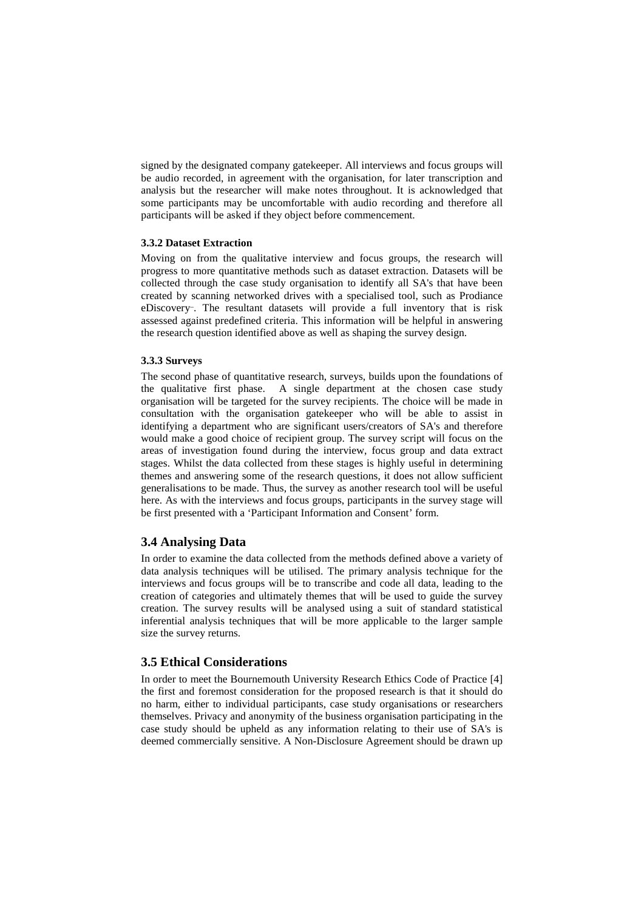signed by the designated company gatekeeper. All interviews and focus groups will be audio recorded, in agreement with the organisation, for later transcription and analysis but the researcher will make notes throughout. It is acknowledged that some participants may be uncomfortable with audio recording and therefore all participants will be asked if they object before commencement.

#### 3.3.2 Dataset Extraction

Moving on from the qualitative interview and focus groups, the research will progress to more quantitative methods such as dataset extraction. Datasets will be collected through the case study organisation to identify all SA's that have been created by scanning networked drives with a specialised tool, such as Prodiance eDiscovery™. The resultant datasets will provide a full inventory that is risk assessed against predefined criteria. This information will be helpful in answering the research question identified above as well as shaping the survey design.

#### 3.3.3 Surveys

The second phase of quantitative research, surveys, builds upon the foundations of the qualitative first phase. A single department at the chosen case study organisation will be targeted for the survey recipients. The choice will be made in consultation with the organisation gatekeeper who will be able to assist in identifying a department who are significant users/creators of SA's and therefore would make a good choice of recipient group. The survey script will focus on the areas of investigation found during the interview, focus group and data extract stages. Whilst the data collected from these stages is highly useful in determining themes and answering some of the research questions, it does not allow sufficient generalisations to be made. Thus, the survey as another research tool will be useful here. As with the interviews and focus groups, participants in the survey stage will be first presented with a 'Participant Information and Consent' form.

### 3.4 Analysing Data

In order to examine the data collected from the methods defined above a variety of data analysis techniques will be utilised. The primary analysis technique for the interviews and focus groups will be to transcribe and code all data, leading to the creation of categories and ultimately themes that will be used to guide the survey creation. The survey results will be analysed using a suit of standard statistical inferential analysis techniques that will be more applicable to the larger sample size the survey returns.

### 3.5 Ethical Considerations

In order to meet the Bournemouth University Research Ethics Code of Practice [4] the first and foremost consideration for the proposed research is that it should do no harm, either to individual participants, case study organisations or researchers themselves. Privacy and anonymity of the business organisation participating in the case study should be upheld as any information relating to their use of SA's is deemed commercially sensitive. A Non-Disclosure Agreement should be drawn up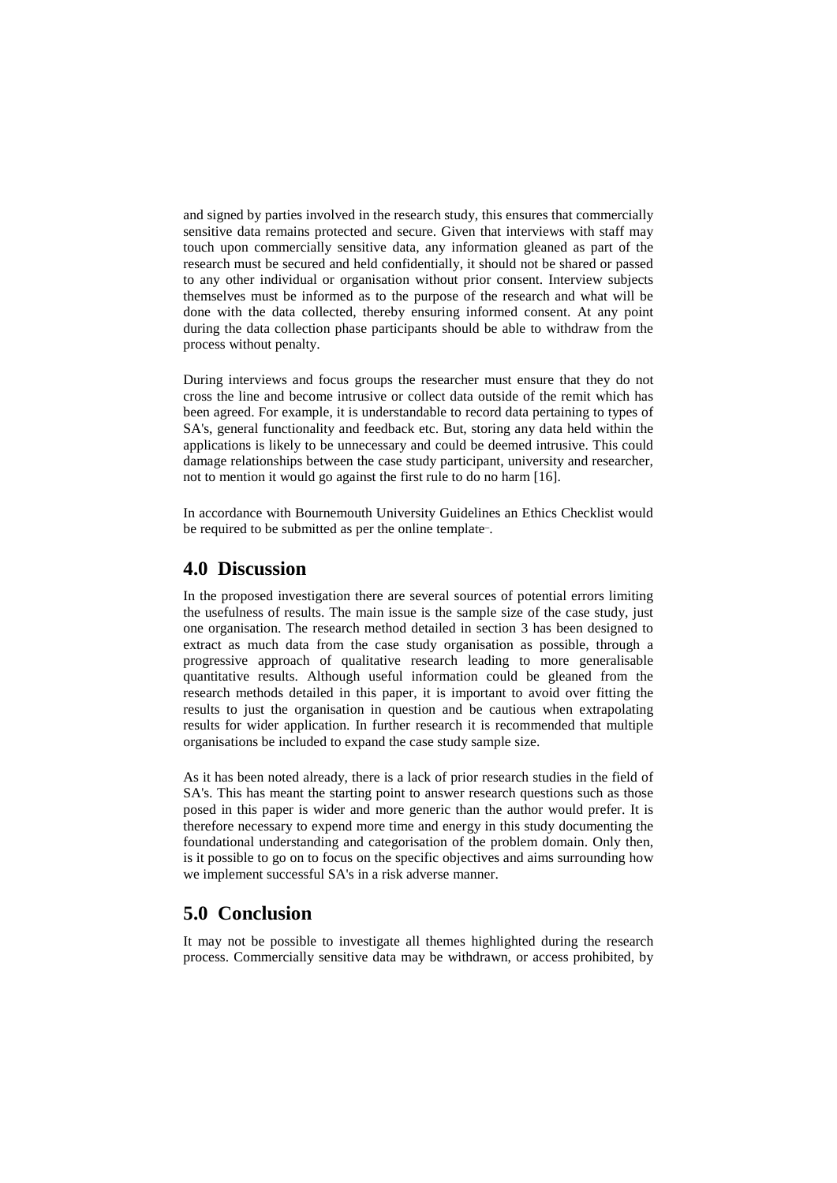and signed by parties involved in the research study, this ensures that commercially sensitive data remains protected and secure. Given that interviews with staff may touch upon commercially sensitive data, any information gleaned as part of the research must be secured and held confidentially, it should not be shared or passed to any other individual or organisation without prior consent. Interview subjects themselves must be informed as to the purpose of the research and what will be done with the data collected, thereby ensuring informed consent. At any point during the data collection phase participants should be able to withdraw from the process without penalty.

During interviews and focus groups the researcher must ensure that they do not cross the line and become intrusive or collect data outside of the remit which has been agreed. For example, it is understandable to record data pertaining to types of SA's, general functionality and feedback etc. But, storing any data held within the applications is likely to be unnecessary and could be deemed intrusive. This could damage relationships between the case study participant, university and researcher, not to mention it would go against the first rule to do no harm [16].

In accordance with Bournemouth University Guidelines an Ethics Checklist would be required to be submitted as per the online template.

## 4.0 Discussion

In the proposed investigation there are several sources of potential errors limiting the usefulness of results. The main issue is the sample size of the case study, just one organisation. The research method detailed in section 3 has been designed to extract as much data from the case study organisation as possible, through a progressive approach of qualitative research leading to more generalisable quantitative results. Although useful information could be gleaned from the research methods detailed in this paper, it is important to avoid over fitting the results to just the organisation in question and be cautious when extrapolating results for wider application. In further research it is recommended that multiple organisations be included to expand the case study sample size.

As it has been noted already, there is a lack of prior research studies in the field of SA's. This has meant the starting point to answer research questions such as those posed in this paper is wider and more generic than the author would prefer. It is therefore necessary to expend more time and energy in this study documenting the foundational understanding and categorisation of the problem domain. Only then, is it possible to go on to focus on the specific objectives and aims surrounding how we implement successful SA's in a risk adverse manner.

## 5.0 Conclusion

It may not be possible to investigate all themes highlighted during the research process. Commercially sensitive data may be withdrawn, or access prohibited, by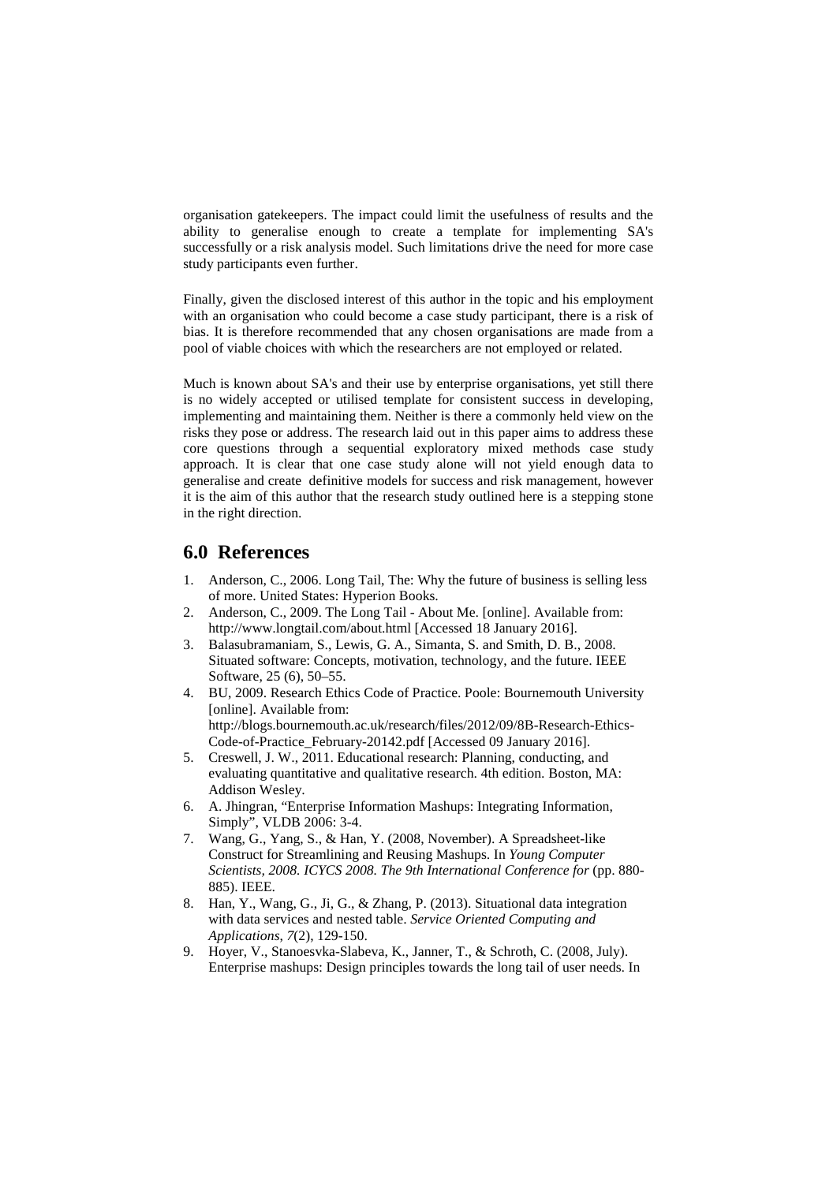organisation gatekeepers. The impact could limit the usefulness of results and the ability to generalise enough to create a template for implementing SA's successfully or a risk analysis model. Such limitations drive the need for more case study participants even further.

Finally, given the disclosed interest of this author in the topic and his employment with an organisation who could become a case study participant, there is a risk of bias. It is therefore recommended that any chosen organisations are made from a pool of viable choices with which the researchers are not employed or related.

Much is known about SA's and their use by enterprise organisations, yet still there is no widely accepted or utilised template for consistent success in developing, implementing and maintaining them. Neither is there a commonly held view on the risks they pose or address. The research laid out in this paper aims to address these core questions through a sequential exploratory mixed methods case study approach. It is clear that one case study alone will not yield enough data to generalise and create definitive models for success and risk management, however it is the aim of this author that the research study outlined here is a stepping stone in the right direction.

## 6.0 References

1. Anderson, C., 2006. Long Tail, The: Why the future of business is selling less of more. United States: Hyperion Books.
2. Anderson, C., 2009. The Long Tail - About Me. [online]. Available from: http://www.longtail.com/about.html [Accessed 18 January 2016].
3. Balasubramaniam, S., Lewis, G. A., Simanta, S. and Smith, D. B., 2008. Situated software: Concepts, motivation, technology, and the future. IEEE Software, 25 (6), 50–55.
4. BU, 2009. Research Ethics Code of Practice. Poole: Bournemouth University [online]. Available from: http://blogs.bournemouth.ac.uk/research/files/2012/09/8B-Research-Ethics-Code-of-Practice_February-20142.pdf [Accessed 09 January 2016].
5. Creswell, J. W., 2011. Educational research: Planning, conducting, and evaluating quantitative and qualitative research. 4th edition. Boston, MA: Addison Wesley.
6. A. Jhingran, "Enterprise Information Mashups: Integrating Information, Simply", VLDB 2006: 3-4.
7. Wang, G., Yang, S., & Han, Y. (2008, November). A Spreadsheet-like Construct for Streamlining and Reusing Mashups. In *Young Computer Scientists, 2008. ICYCS 2008. The 9th International Conference for* (pp. 880-885). IEEE.
8. Han, Y., Wang, G., Ji, G., & Zhang, P. (2013). Situational data integration with data services and nested table. *Service Oriented Computing and Applications*, *7*(2), 129-150.
9. Hoyer, V., Stanoesvka-Slabeva, K., Janner, T., & Schroth, C. (2008, July). Enterprise mashups: Design principles towards the long tail of user needs. In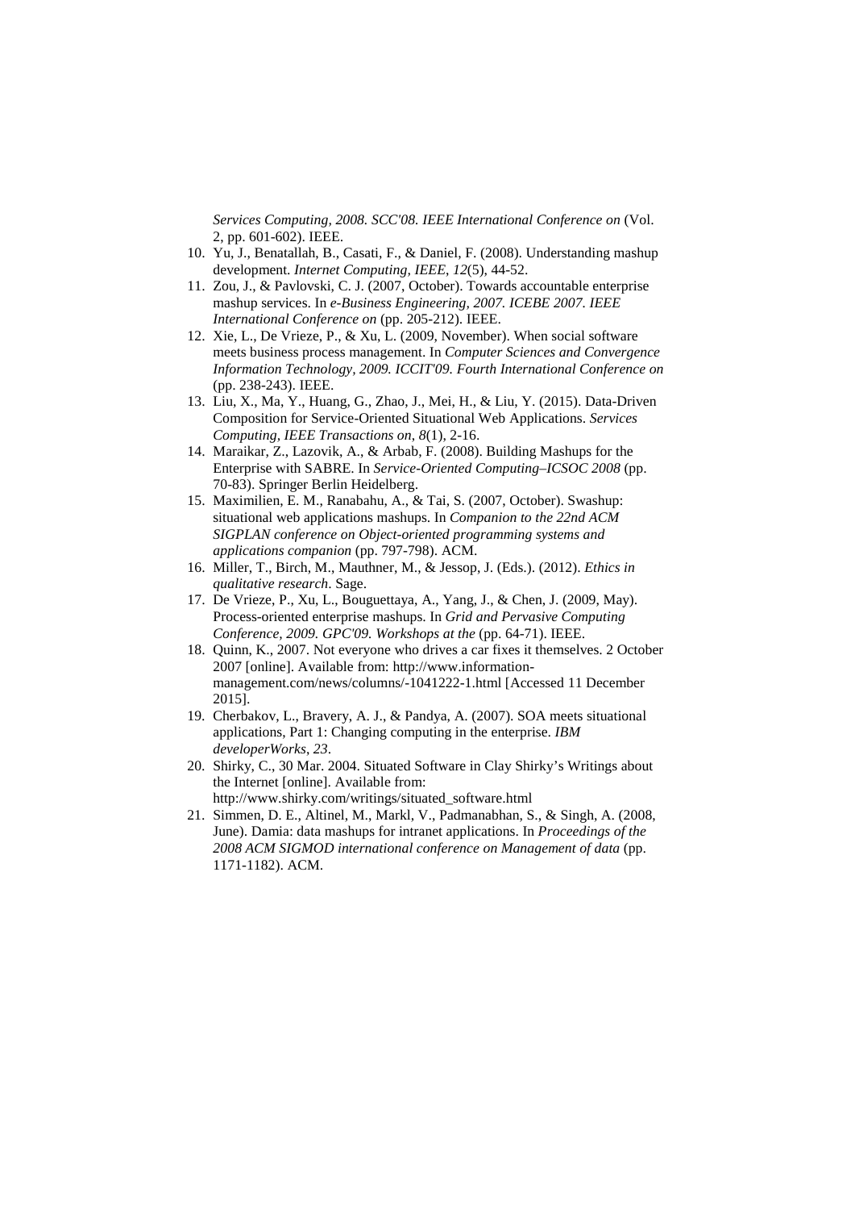*Services Computing, 2008. SCC'08. IEEE International Conference on* (Vol. 2, pp. 601-602). IEEE.

10. Yu, J., Benatallah, B., Casati, F., & Daniel, F. (2008). Understanding mashup development. *Internet Computing, IEEE*, *12*(5), 44-52.
11. Zou, J., & Pavlovski, C. J. (2007, October). Towards accountable enterprise mashup services. In *e-Business Engineering, 2007. ICEBE 2007. IEEE International Conference on* (pp. 205-212). IEEE.
12. Xie, L., De Vrieze, P., & Xu, L. (2009, November). When social software meets business process management. In *Computer Sciences and Convergence Information Technology, 2009. ICCIT'09. Fourth International Conference on* (pp. 238-243). IEEE.
13. Liu, X., Ma, Y., Huang, G., Zhao, J., Mei, H., & Liu, Y. (2015). Data-Driven Composition for Service-Oriented Situational Web Applications. *Services Computing, IEEE Transactions on*, *8*(1), 2-16.
14. Maraikar, Z., Lazovik, A., & Arbab, F. (2008). Building Mashups for the Enterprise with SABRE. In *Service-Oriented Computing–ICSOC 2008* (pp. 70-83). Springer Berlin Heidelberg.
15. Maximilien, E. M., Ranabahu, A., & Tai, S. (2007, October). Swashup: situational web applications mashups. In *Companion to the 22nd ACM SIGPLAN conference on Object-oriented programming systems and applications companion* (pp. 797-798). ACM.
16. Miller, T., Birch, M., Mauthner, M., & Jessop, J. (Eds.). (2012). *Ethics in qualitative research*. Sage.
17. De Vrieze, P., Xu, L., Bouguettaya, A., Yang, J., & Chen, J. (2009, May). Process-oriented enterprise mashups. In *Grid and Pervasive Computing Conference, 2009. GPC'09. Workshops at the* (pp. 64-71). IEEE.
18. Quinn, K., 2007. Not everyone who drives a car fixes it themselves. 2 October 2007 [online]. Available from: http://www.information-management.com/news/columns/-1041222-1.html [Accessed 11 December 2015].
19. Cherbakov, L., Bravery, A. J., & Pandya, A. (2007). SOA meets situational applications, Part 1: Changing computing in the enterprise. *IBM developerWorks*, *23*.
20. Shirky, C., 30 Mar. 2004. Situated Software in Clay Shirky's Writings about the Internet [online]. Available from: http://www.shirky.com/writings/situated_software.html
21. Simmen, D. E., Altinel, M., Markl, V., Padmanabhan, S., & Singh, A. (2008, June). Damia: data mashups for intranet applications. In *Proceedings of the 2008 ACM SIGMOD international conference on Management of data* (pp. 1171-1182). ACM.